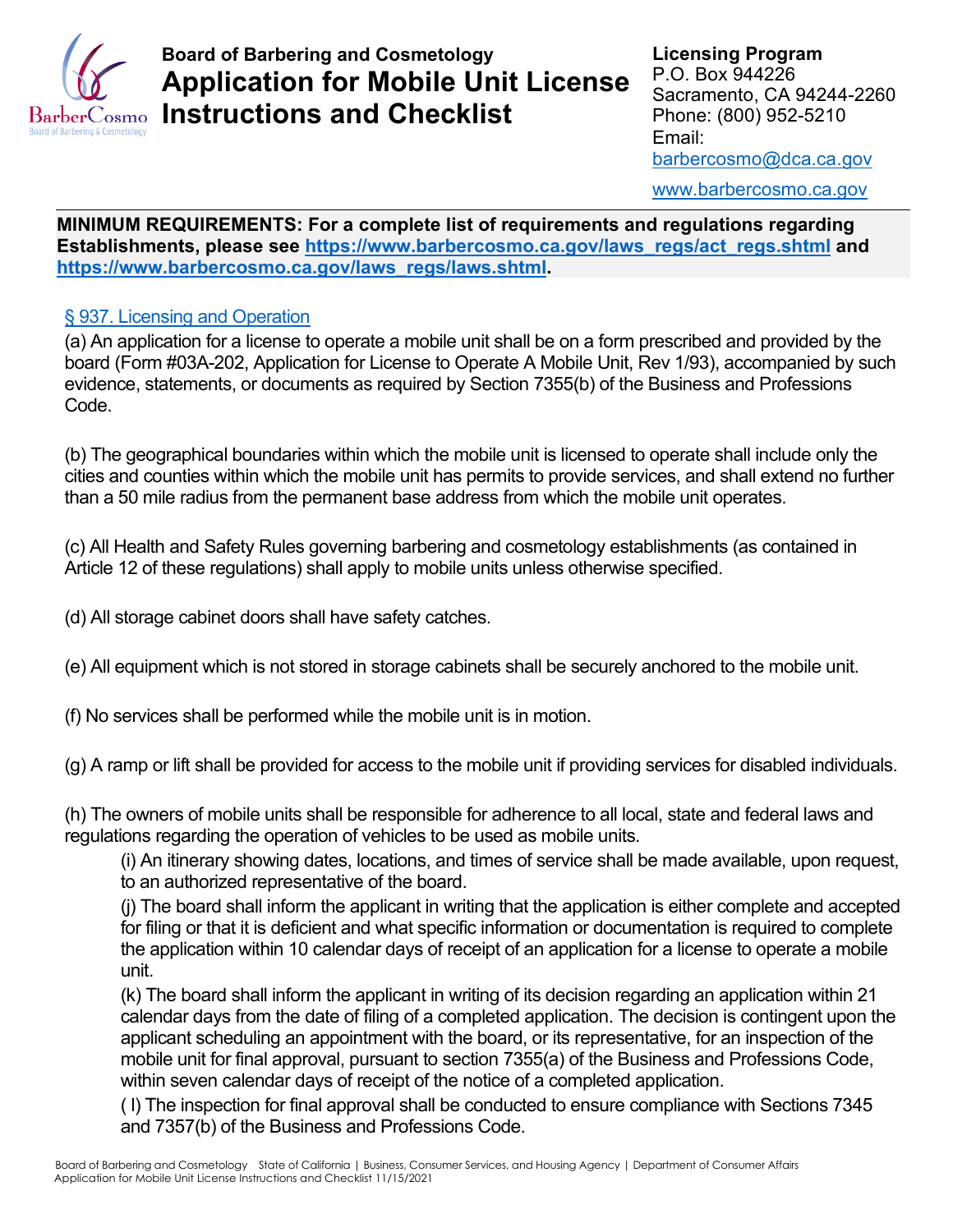**Board of Barbering and Cosmetology**

# Application for Mobile Unit License Instructions and Checklist

**Licensing Program**
P.O. Box 944226
Sacramento, CA 94244-2260
Phone: (800) 952-5210
Email:
barbercosmo@dca.ca.gov
www.barbercosmo.ca.gov

**MINIMUM REQUIREMENTS: For a complete list of requirements and regulations regarding Establishments, please see https://www.barbercosmo.ca.gov/laws_regs/act_regs.shtml and https://www.barbercosmo.ca.gov/laws_regs/laws.shtml.**

§ 937. Licensing and Operation

(a) An application for a license to operate a mobile unit shall be on a form prescribed and provided by the board (Form #03A-202, Application for License to Operate A Mobile Unit, Rev 1/93), accompanied by such evidence, statements, or documents as required by Section 7355(b) of the Business and Professions Code.

(b) The geographical boundaries within which the mobile unit is licensed to operate shall include only the cities and counties within which the mobile unit has permits to provide services, and shall extend no further than a 50 mile radius from the permanent base address from which the mobile unit operates.

(c) All Health and Safety Rules governing barbering and cosmetology establishments (as contained in Article 12 of these regulations) shall apply to mobile units unless otherwise specified.

(d) All storage cabinet doors shall have safety catches.

(e) All equipment which is not stored in storage cabinets shall be securely anchored to the mobile unit.

(f) No services shall be performed while the mobile unit is in motion.

(g) A ramp or lift shall be provided for access to the mobile unit if providing services for disabled individuals.

(h) The owners of mobile units shall be responsible for adherence to all local, state and federal laws and regulations regarding the operation of vehicles to be used as mobile units.

(i) An itinerary showing dates, locations, and times of service shall be made available, upon request, to an authorized representative of the board.

(j) The board shall inform the applicant in writing that the application is either complete and accepted for filing or that it is deficient and what specific information or documentation is required to complete the application within 10 calendar days of receipt of an application for a license to operate a mobile unit.

(k) The board shall inform the applicant in writing of its decision regarding an application within 21 calendar days from the date of filing of a completed application. The decision is contingent upon the applicant scheduling an appointment with the board, or its representative, for an inspection of the mobile unit for final approval, pursuant to section 7355(a) of the Business and Professions Code, within seven calendar days of receipt of the notice of a completed application.

( l) The inspection for final approval shall be conducted to ensure compliance with Sections 7345 and 7357(b) of the Business and Professions Code.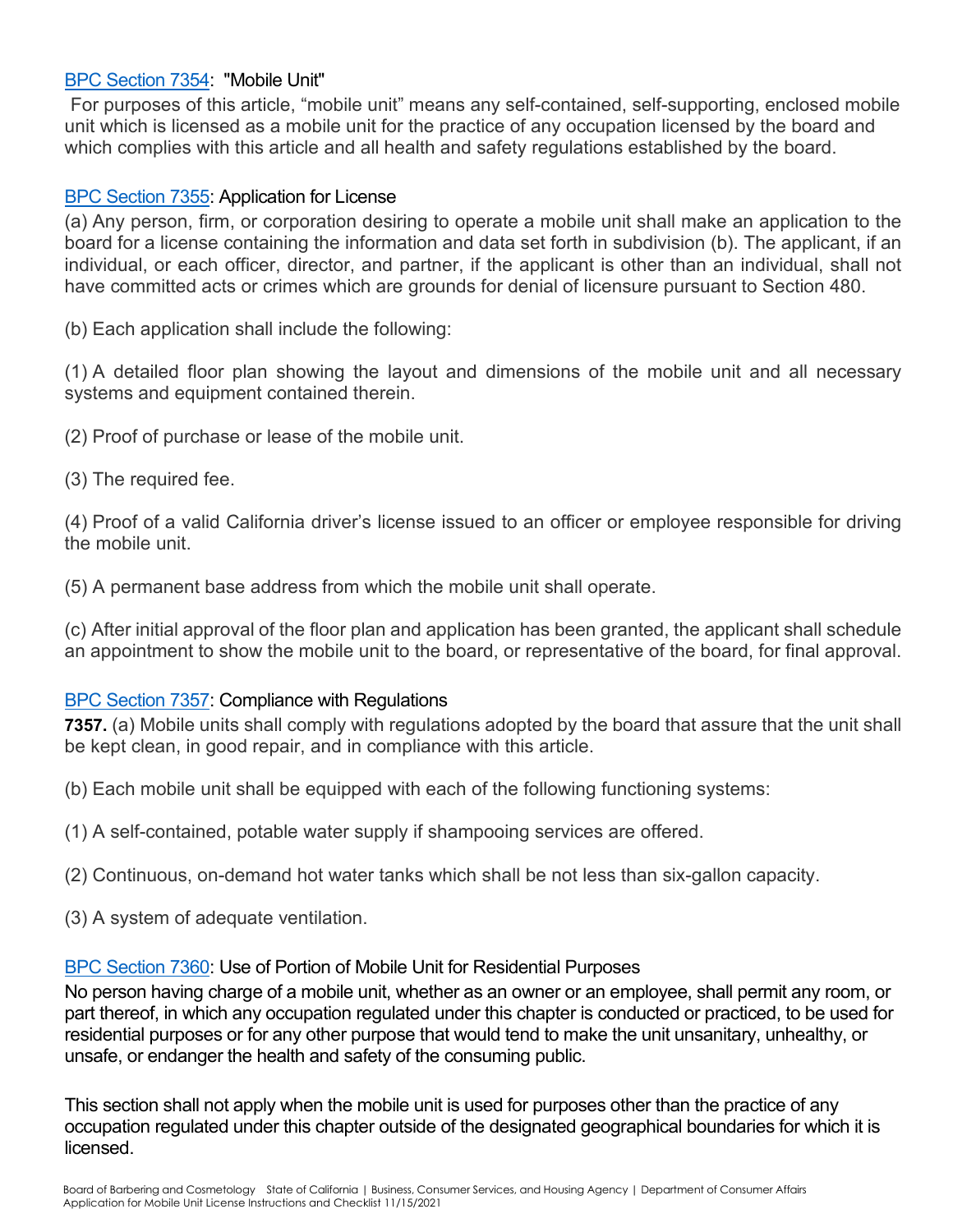### BPC Section 7354: "Mobile Unit"

For purposes of this article, "mobile unit" means any self-contained, self-supporting, enclosed mobile unit which is licensed as a mobile unit for the practice of any occupation licensed by the board and which complies with this article and all health and safety regulations established by the board.

### BPC Section 7355: Application for License

(a) Any person, firm, or corporation desiring to operate a mobile unit shall make an application to the board for a license containing the information and data set forth in subdivision (b). The applicant, if an individual, or each officer, director, and partner, if the applicant is other than an individual, shall not have committed acts or crimes which are grounds for denial of licensure pursuant to Section 480.

(b) Each application shall include the following:

(1) A detailed floor plan showing the layout and dimensions of the mobile unit and all necessary systems and equipment contained therein.

(2) Proof of purchase or lease of the mobile unit.

(3) The required fee.

(4) Proof of a valid California driver's license issued to an officer or employee responsible for driving the mobile unit.

(5) A permanent base address from which the mobile unit shall operate.

(c) After initial approval of the floor plan and application has been granted, the applicant shall schedule an appointment to show the mobile unit to the board, or representative of the board, for final approval.

### BPC Section 7357: Compliance with Regulations

**7357.** (a) Mobile units shall comply with regulations adopted by the board that assure that the unit shall be kept clean, in good repair, and in compliance with this article.

(b) Each mobile unit shall be equipped with each of the following functioning systems:

(1) A self-contained, potable water supply if shampooing services are offered.

(2) Continuous, on-demand hot water tanks which shall be not less than six-gallon capacity.

(3) A system of adequate ventilation.

### BPC Section 7360: Use of Portion of Mobile Unit for Residential Purposes

No person having charge of a mobile unit, whether as an owner or an employee, shall permit any room, or part thereof, in which any occupation regulated under this chapter is conducted or practiced, to be used for residential purposes or for any other purpose that would tend to make the unit unsanitary, unhealthy, or unsafe, or endanger the health and safety of the consuming public.

This section shall not apply when the mobile unit is used for purposes other than the practice of any occupation regulated under this chapter outside of the designated geographical boundaries for which it is licensed.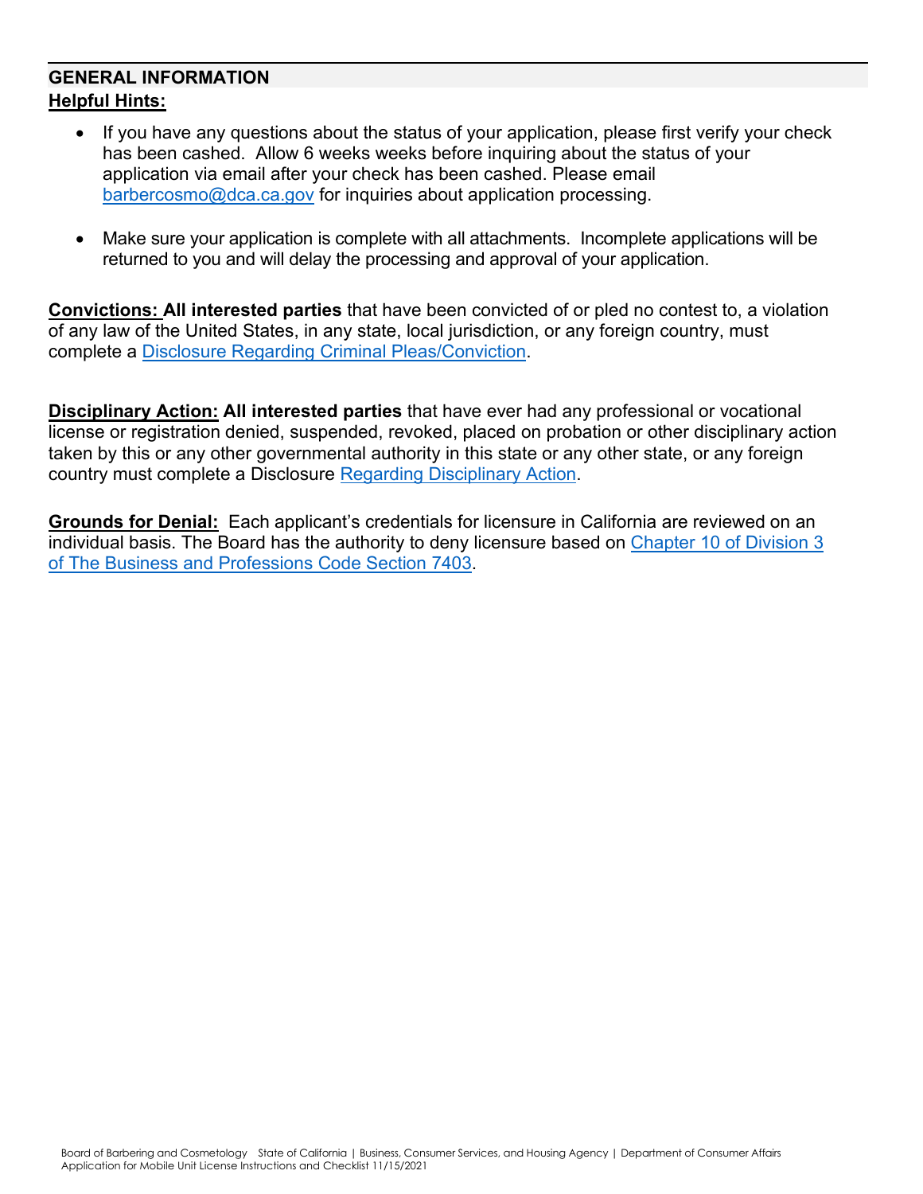## GENERAL INFORMATION

**Helpful Hints:**

- If you have any questions about the status of your application, please first verify your check has been cashed. Allow 6 weeks weeks before inquiring about the status of your application via email after your check has been cashed. Please email barbercosmo@dca.ca.gov for inquiries about application processing.

- Make sure your application is complete with all attachments. Incomplete applications will be returned to you and will delay the processing and approval of your application.

**Convictions: All interested parties** that have been convicted of or pled no contest to, a violation of any law of the United States, in any state, local jurisdiction, or any foreign country, must complete a Disclosure Regarding Criminal Pleas/Conviction.

**Disciplinary Action: All interested parties** that have ever had any professional or vocational license or registration denied, suspended, revoked, placed on probation or other disciplinary action taken by this or any other governmental authority in this state or any other state, or any foreign country must complete a Disclosure Regarding Disciplinary Action.

**Grounds for Denial:** Each applicant's credentials for licensure in California are reviewed on an individual basis. The Board has the authority to deny licensure based on Chapter 10 of Division 3 of The Business and Professions Code Section 7403.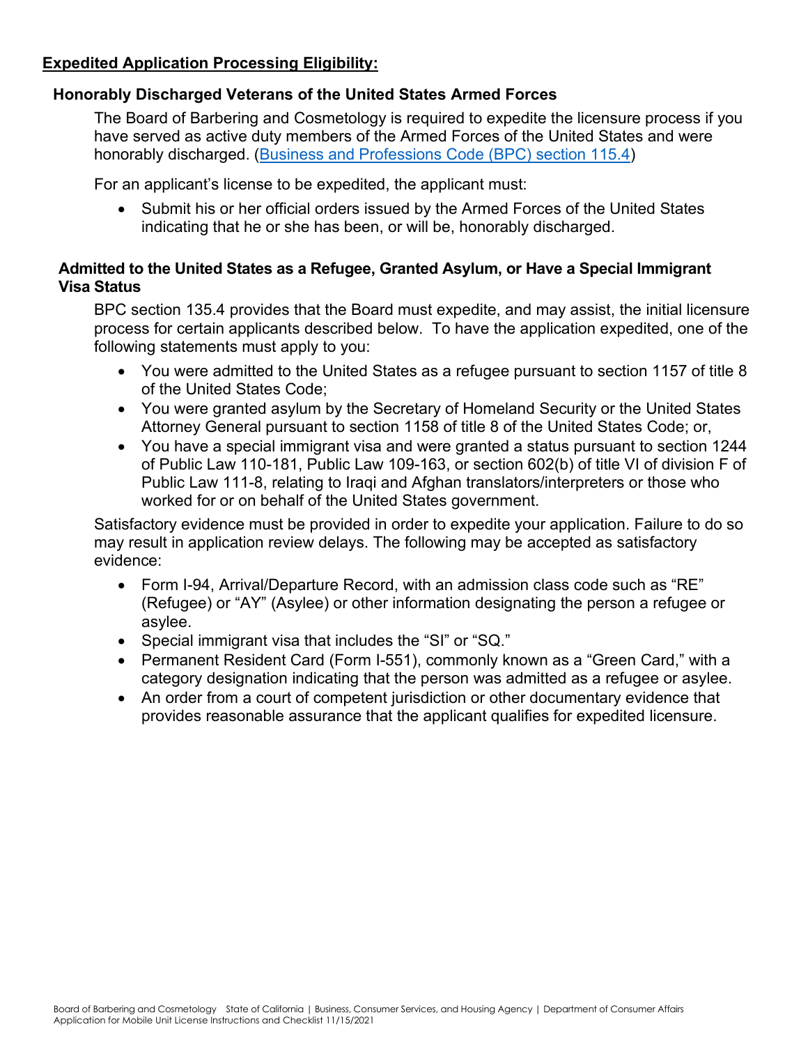## Expedited Application Processing Eligibility:

### Honorably Discharged Veterans of the United States Armed Forces

The Board of Barbering and Cosmetology is required to expedite the licensure process if you have served as active duty members of the Armed Forces of the United States and were honorably discharged. ([Business and Professions Code (BPC) section 115.4](#))

For an applicant's license to be expedited, the applicant must:

- Submit his or her official orders issued by the Armed Forces of the United States indicating that he or she has been, or will be, honorably discharged.

### Admitted to the United States as a Refugee, Granted Asylum, or Have a Special Immigrant Visa Status

BPC section 135.4 provides that the Board must expedite, and may assist, the initial licensure process for certain applicants described below. To have the application expedited, one of the following statements must apply to you:

- You were admitted to the United States as a refugee pursuant to section 1157 of title 8 of the United States Code;
- You were granted asylum by the Secretary of Homeland Security or the United States Attorney General pursuant to section 1158 of title 8 of the United States Code; or,
- You have a special immigrant visa and were granted a status pursuant to section 1244 of Public Law 110-181, Public Law 109-163, or section 602(b) of title VI of division F of Public Law 111-8, relating to Iraqi and Afghan translators/interpreters or those who worked for or on behalf of the United States government.

Satisfactory evidence must be provided in order to expedite your application. Failure to do so may result in application review delays. The following may be accepted as satisfactory evidence:

- Form I-94, Arrival/Departure Record, with an admission class code such as "RE" (Refugee) or "AY" (Asylee) or other information designating the person a refugee or asylee.
- Special immigrant visa that includes the "SI" or "SQ."
- Permanent Resident Card (Form I-551), commonly known as a "Green Card," with a category designation indicating that the person was admitted as a refugee or asylee.
- An order from a court of competent jurisdiction or other documentary evidence that provides reasonable assurance that the applicant qualifies for expedited licensure.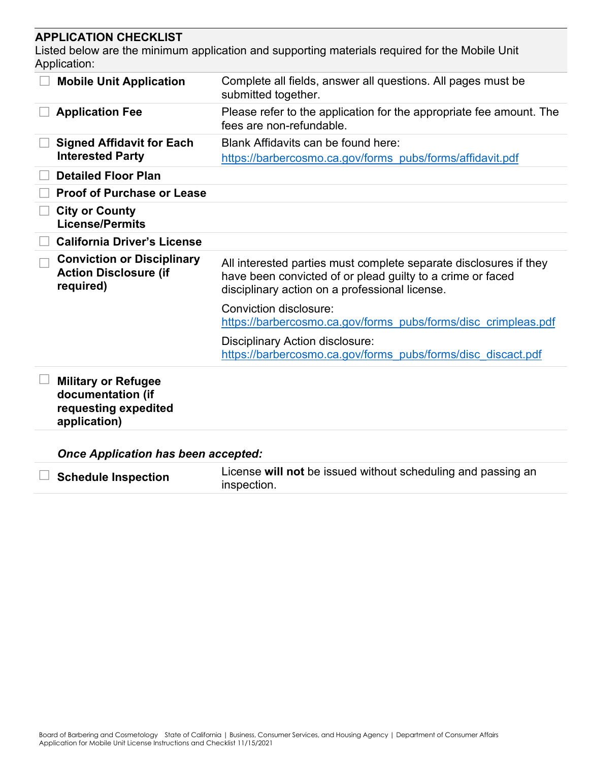## APPLICATION CHECKLIST

Listed below are the minimum application and supporting materials required for the Mobile Unit Application:

| | |
|---|---|
| ☐ **Mobile Unit Application** | Complete all fields, answer all questions. All pages must be submitted together. |
| ☐ **Application Fee** | Please refer to the application for the appropriate fee amount. The fees are non-refundable. |
| ☐ **Signed Affidavit for Each Interested Party** | Blank Affidavits can be found here: https://barbercosmo.ca.gov/forms_pubs/forms/affidavit.pdf |
| ☐ **Detailed Floor Plan** | |
| ☐ **Proof of Purchase or Lease** | |
| ☐ **City or County License/Permits** | |
| ☐ **California Driver's License** | |
| ☐ **Conviction or Disciplinary Action Disclosure (if required)** | All interested parties must complete separate disclosures if they have been convicted of or plead guilty to a crime or faced disciplinary action on a professional license.<br><br>Conviction disclosure: https://barbercosmo.ca.gov/forms_pubs/forms/disc_crimpleas.pdf<br><br>Disciplinary Action disclosure: https://barbercosmo.ca.gov/forms_pubs/forms/disc_discact.pdf |
| ☐ **Military or Refugee documentation (if requesting expedited application)** | |

***Once Application has been accepted:***

| | |
|---|---|
| ☐ **Schedule Inspection** | License **will not** be issued without scheduling and passing an inspection. |

Board of Barbering and Cosmetology State of California | Business, Consumer Services, and Housing Agency | Department of Consumer Affairs
Application for Mobile Unit License Instructions and Checklist 11/15/2021